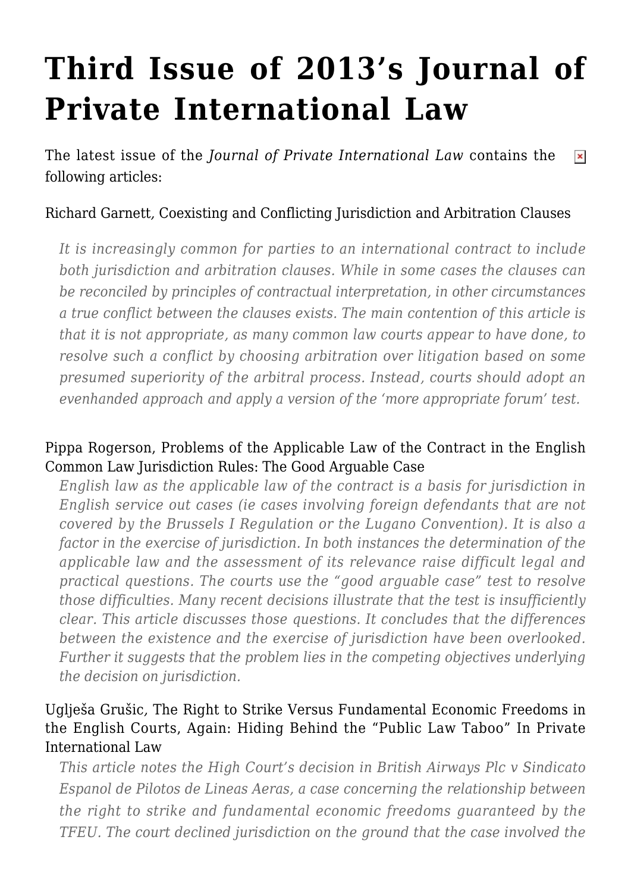# Third Issue of 2013's Journal of Private International Law

The latest issue of the *Journal of Private International Law* contains the following articles:

Richard Garnett, Coexisting and Conflicting Jurisdiction and Arbitration Clauses

> *It is increasingly common for parties to an international contract to include both jurisdiction and arbitration clauses. While in some cases the clauses can be reconciled by principles of contractual interpretation, in other circumstances a true conflict between the clauses exists. The main contention of this article is that it is not appropriate, as many common law courts appear to have done, to resolve such a conflict by choosing arbitration over litigation based on some presumed superiority of the arbitral process. Instead, courts should adopt an evenhanded approach and apply a version of the 'more appropriate forum' test.*

Pippa Rogerson, Problems of the Applicable Law of the Contract in the English Common Law Jurisdiction Rules: The Good Arguable Case

> *English law as the applicable law of the contract is a basis for jurisdiction in English service out cases (ie cases involving foreign defendants that are not covered by the Brussels I Regulation or the Lugano Convention). It is also a factor in the exercise of jurisdiction. In both instances the determination of the applicable law and the assessment of its relevance raise difficult legal and practical questions. The courts use the "good arguable case" test to resolve those difficulties. Many recent decisions illustrate that the test is insufficiently clear. This article discusses those questions. It concludes that the differences between the existence and the exercise of jurisdiction have been overlooked. Further it suggests that the problem lies in the competing objectives underlying the decision on jurisdiction.*

Uglješa Grušic, The Right to Strike Versus Fundamental Economic Freedoms in the English Courts, Again: Hiding Behind the "Public Law Taboo" In Private International Law

> *This article notes the High Court's decision in British Airways Plc v Sindicato Espanol de Pilotos de Lineas Aeras, a case concerning the relationship between the right to strike and fundamental economic freedoms guaranteed by the TFEU. The court declined jurisdiction on the ground that the case involved the*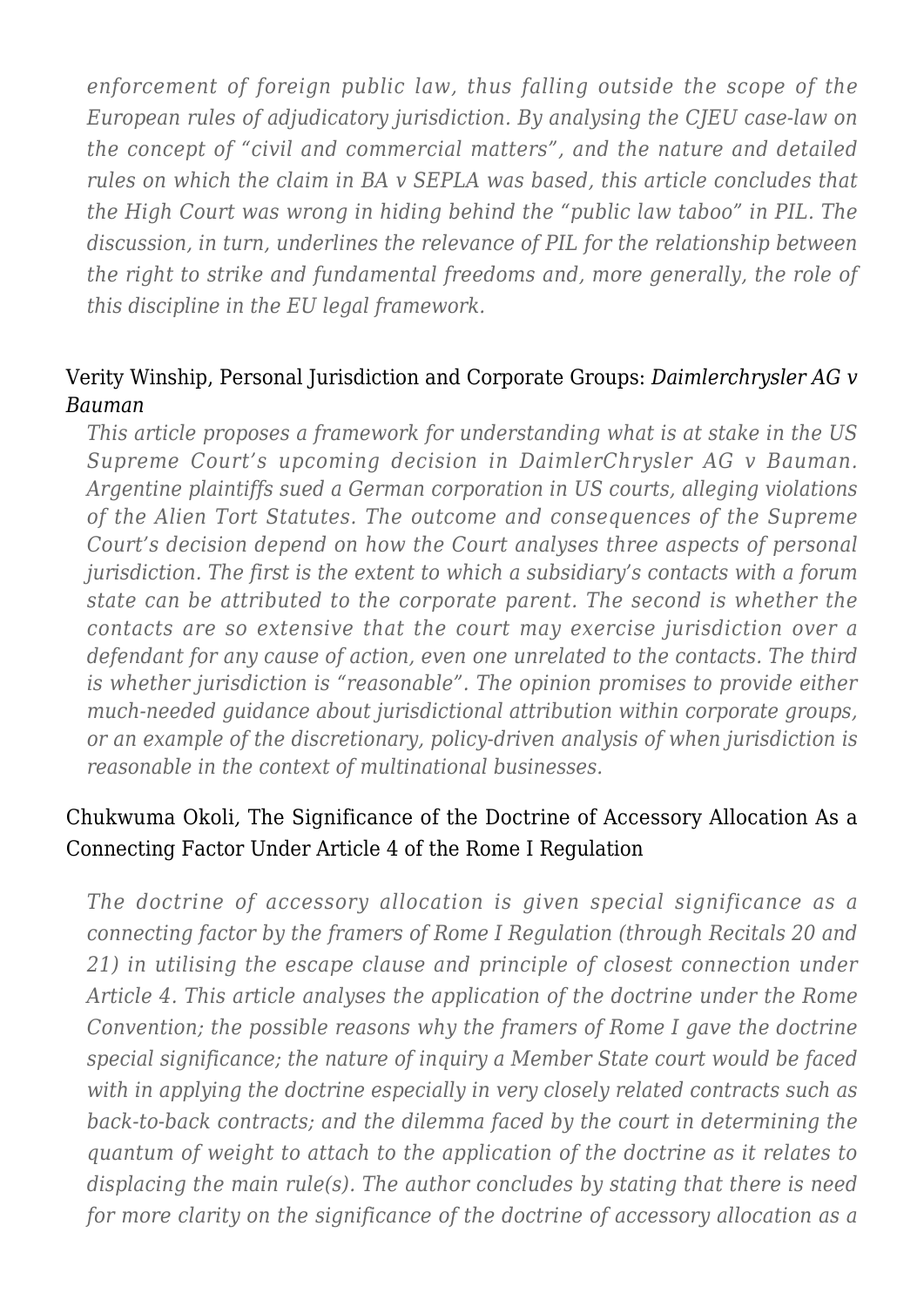*enforcement of foreign public law, thus falling outside the scope of the European rules of adjudicatory jurisdiction. By analysing the CJEU case-law on the concept of "civil and commercial matters", and the nature and detailed rules on which the claim in BA v SEPLA was based, this article concludes that the High Court was wrong in hiding behind the "public law taboo" in PIL. The discussion, in turn, underlines the relevance of PIL for the relationship between the right to strike and fundamental freedoms and, more generally, the role of this discipline in the EU legal framework.*

Verity Winship, Personal Jurisdiction and Corporate Groups: *Daimlerchrysler AG v Bauman*

*This article proposes a framework for understanding what is at stake in the US Supreme Court's upcoming decision in DaimlerChrysler AG v Bauman. Argentine plaintiffs sued a German corporation in US courts, alleging violations of the Alien Tort Statutes. The outcome and consequences of the Supreme Court's decision depend on how the Court analyses three aspects of personal jurisdiction. The first is the extent to which a subsidiary's contacts with a forum state can be attributed to the corporate parent. The second is whether the contacts are so extensive that the court may exercise jurisdiction over a defendant for any cause of action, even one unrelated to the contacts. The third is whether jurisdiction is "reasonable". The opinion promises to provide either much-needed guidance about jurisdictional attribution within corporate groups, or an example of the discretionary, policy-driven analysis of when jurisdiction is reasonable in the context of multinational businesses.*

Chukwuma Okoli, The Significance of the Doctrine of Accessory Allocation As a Connecting Factor Under Article 4 of the Rome I Regulation

*The doctrine of accessory allocation is given special significance as a connecting factor by the framers of Rome I Regulation (through Recitals 20 and 21) in utilising the escape clause and principle of closest connection under Article 4. This article analyses the application of the doctrine under the Rome Convention; the possible reasons why the framers of Rome I gave the doctrine special significance; the nature of inquiry a Member State court would be faced with in applying the doctrine especially in very closely related contracts such as back-to-back contracts; and the dilemma faced by the court in determining the quantum of weight to attach to the application of the doctrine as it relates to displacing the main rule(s). The author concludes by stating that there is need for more clarity on the significance of the doctrine of accessory allocation as a*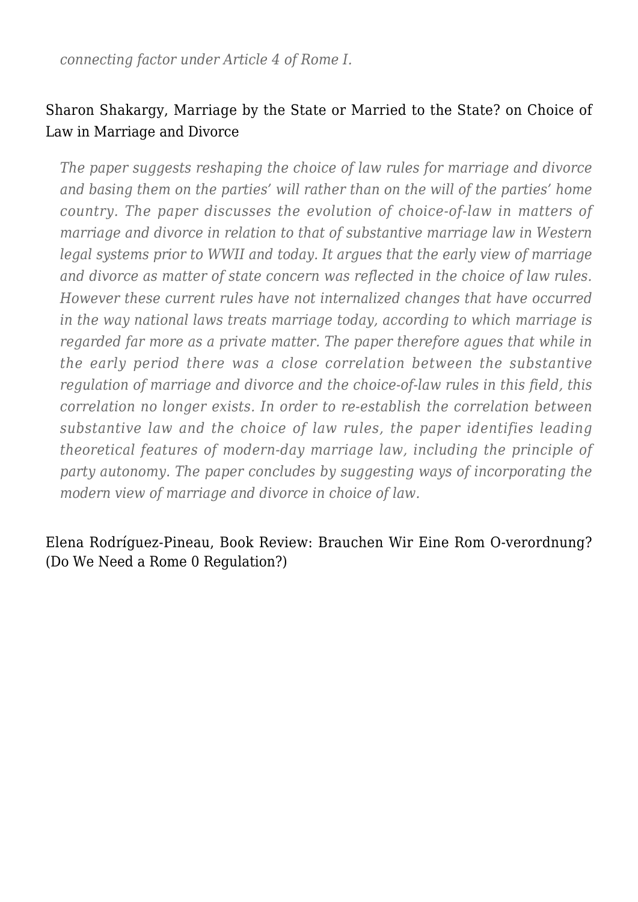*connecting factor under Article 4 of Rome I.*

Sharon Shakargy, Marriage by the State or Married to the State? on Choice of Law in Marriage and Divorce

*The paper suggests reshaping the choice of law rules for marriage and divorce and basing them on the parties' will rather than on the will of the parties' home country. The paper discusses the evolution of choice-of-law in matters of marriage and divorce in relation to that of substantive marriage law in Western legal systems prior to WWII and today. It argues that the early view of marriage and divorce as matter of state concern was reflected in the choice of law rules. However these current rules have not internalized changes that have occurred in the way national laws treats marriage today, according to which marriage is regarded far more as a private matter. The paper therefore agues that while in the early period there was a close correlation between the substantive regulation of marriage and divorce and the choice-of-law rules in this field, this correlation no longer exists. In order to re-establish the correlation between substantive law and the choice of law rules, the paper identifies leading theoretical features of modern-day marriage law, including the principle of party autonomy. The paper concludes by suggesting ways of incorporating the modern view of marriage and divorce in choice of law.*

Elena Rodríguez-Pineau, Book Review: Brauchen Wir Eine Rom O-verordnung? (Do We Need a Rome 0 Regulation?)